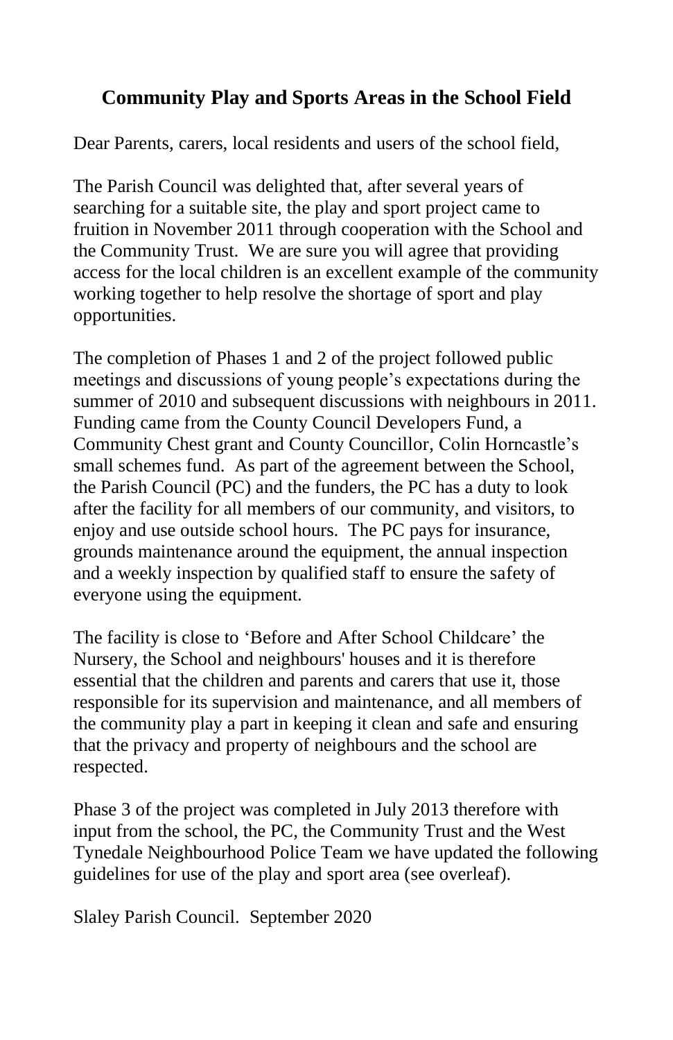# Community Play and Sports Areas in the School Field

Dear Parents, carers, local residents and users of the school field,

The Parish Council was delighted that, after several years of searching for a suitable site, the play and sport project came to fruition in November 2011 through cooperation with the School and the Community Trust. We are sure you will agree that providing access for the local children is an excellent example of the community working together to help resolve the shortage of sport and play opportunities.

The completion of Phases 1 and 2 of the project followed public meetings and discussions of young people's expectations during the summer of 2010 and subsequent discussions with neighbours in 2011. Funding came from the County Council Developers Fund, a Community Chest grant and County Councillor, Colin Horncastle's small schemes fund. As part of the agreement between the School, the Parish Council (PC) and the funders, the PC has a duty to look after the facility for all members of our community, and visitors, to enjoy and use outside school hours. The PC pays for insurance, grounds maintenance around the equipment, the annual inspection and a weekly inspection by qualified staff to ensure the safety of everyone using the equipment.

The facility is close to 'Before and After School Childcare' the Nursery, the School and neighbours' houses and it is therefore essential that the children and parents and carers that use it, those responsible for its supervision and maintenance, and all members of the community play a part in keeping it clean and safe and ensuring that the privacy and property of neighbours and the school are respected.

Phase 3 of the project was completed in July 2013 therefore with input from the school, the PC, the Community Trust and the West Tynedale Neighbourhood Police Team we have updated the following guidelines for use of the play and sport area (see overleaf).

Slaley Parish Council. September 2020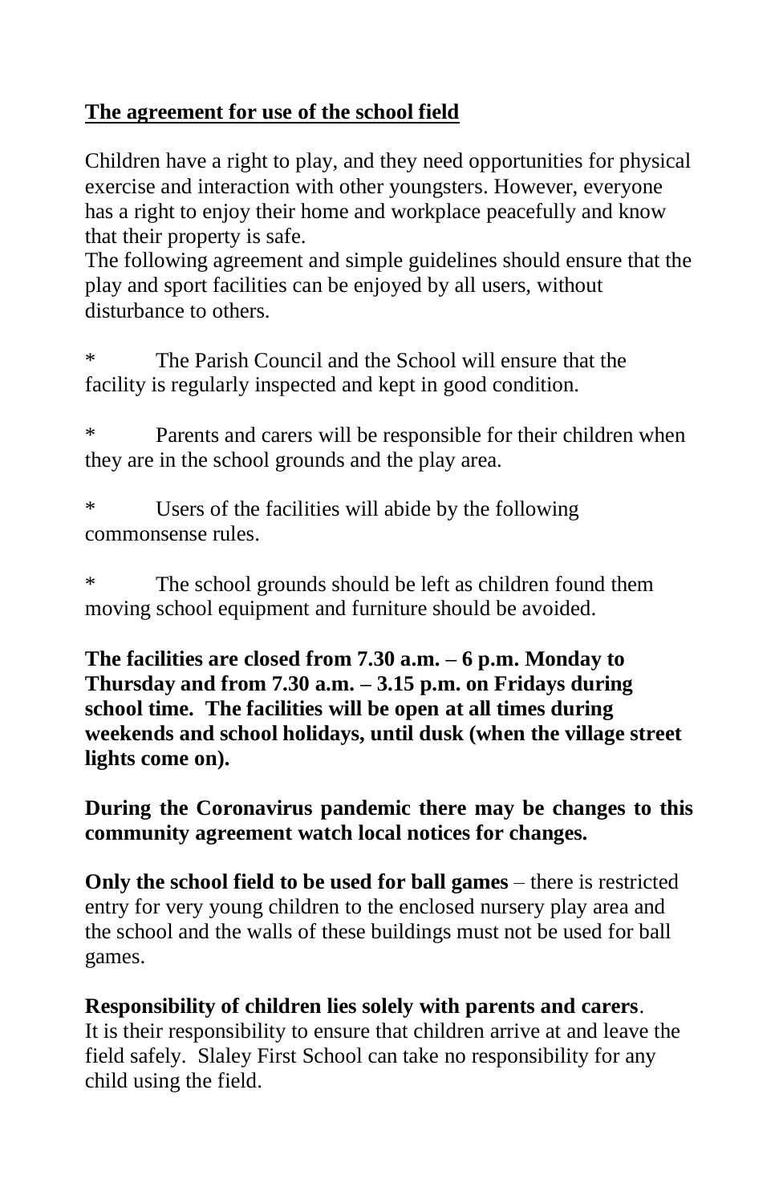**The agreement for use of the school field**

Children have a right to play, and they need opportunities for physical exercise and interaction with other youngsters. However, everyone has a right to enjoy their home and workplace peacefully and know that their property is safe.
The following agreement and simple guidelines should ensure that the play and sport facilities can be enjoyed by all users, without disturbance to others.

* The Parish Council and the School will ensure that the facility is regularly inspected and kept in good condition.

* Parents and carers will be responsible for their children when they are in the school grounds and the play area.

* Users of the facilities will abide by the following commonsense rules.

* The school grounds should be left as children found them moving school equipment and furniture should be avoided.

**The facilities are closed from 7.30 a.m. – 6 p.m. Monday to Thursday and from 7.30 a.m. – 3.15 p.m. on Fridays during school time. The facilities will be open at all times during weekends and school holidays, until dusk (when the village street lights come on).**

**During the Coronavirus pandemic there may be changes to this community agreement watch local notices for changes.**

**Only the school field to be used for ball games** – there is restricted entry for very young children to the enclosed nursery play area and the school and the walls of these buildings must not be used for ball games.

**Responsibility of children lies solely with parents and carers**.
It is their responsibility to ensure that children arrive at and leave the field safely. Slaley First School can take no responsibility for any child using the field.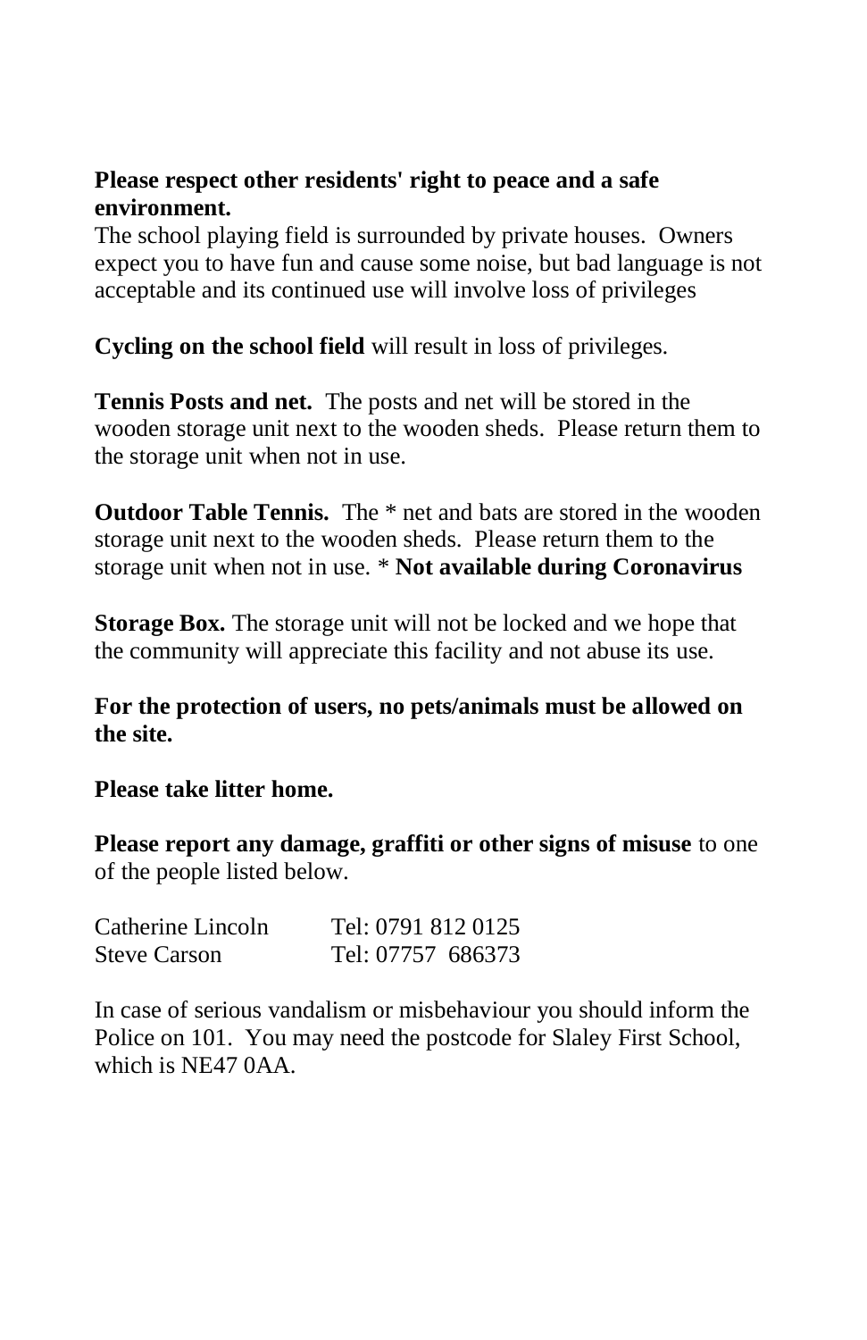**Please respect other residents' right to peace and a safe environment.**
The school playing field is surrounded by private houses. Owners expect you to have fun and cause some noise, but bad language is not acceptable and its continued use will involve loss of privileges

**Cycling on the school field** will result in loss of privileges.

**Tennis Posts and net.** The posts and net will be stored in the wooden storage unit next to the wooden sheds. Please return them to the storage unit when not in use.

**Outdoor Table Tennis.** The * net and bats are stored in the wooden storage unit next to the wooden sheds. Please return them to the storage unit when not in use. * **Not available during Coronavirus**

**Storage Box.** The storage unit will not be locked and we hope that the community will appreciate this facility and not abuse its use.

**For the protection of users, no pets/animals must be allowed on the site.**

**Please take litter home.**

**Please report any damage, graffiti or other signs of misuse** to one of the people listed below.

| | |
|---|---|
| Catherine Lincoln | Tel: 0791 812 0125 |
| Steve Carson | Tel: 07757 686373 |

In case of serious vandalism or misbehaviour you should inform the Police on 101. You may need the postcode for Slaley First School, which is NE47 0AA.